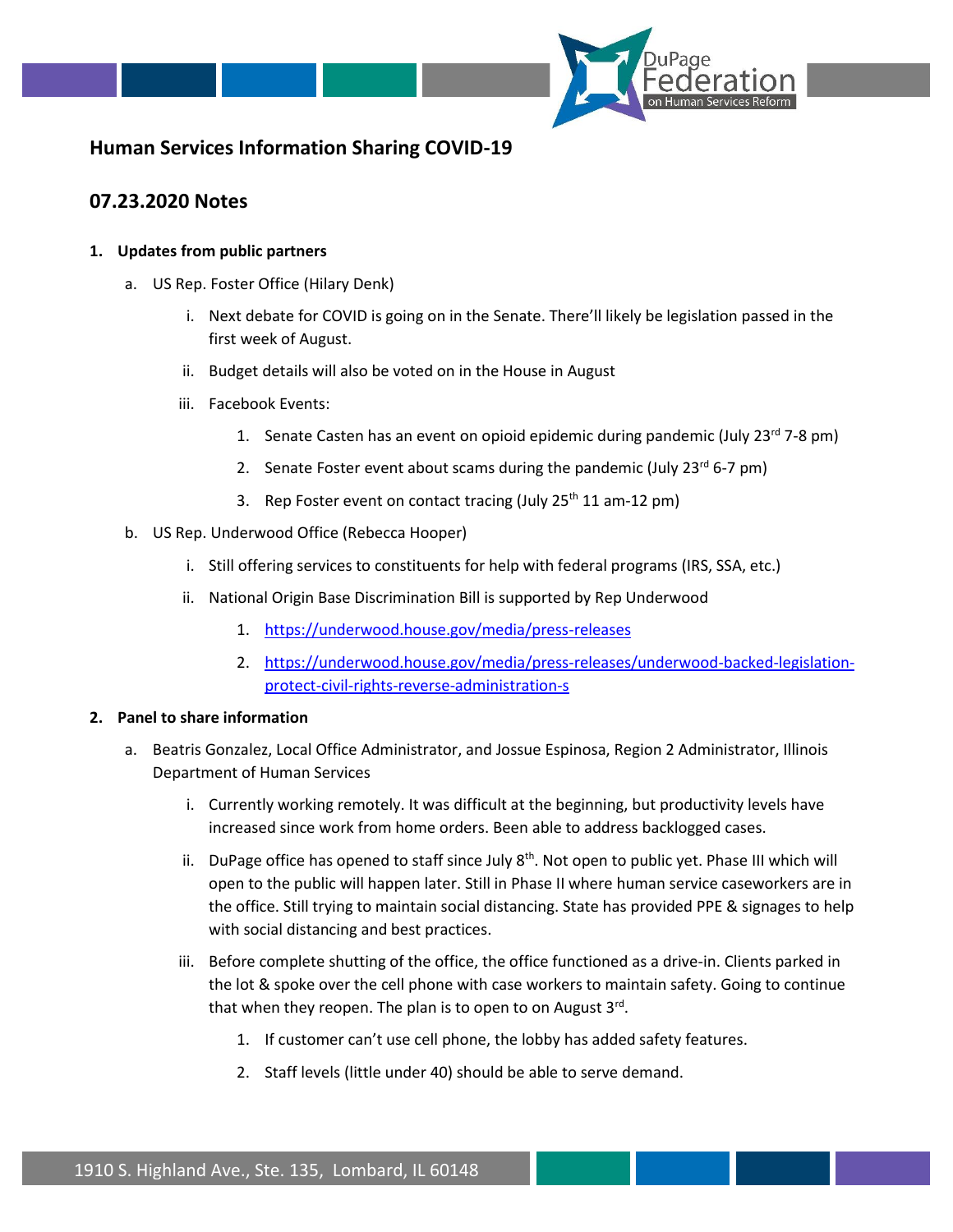## Human Services Information Sharing COVID-19

## 07.23.2020 Notes

1. **Updates from public partners**
   a. US Rep. Foster Office (Hilary Denk)
      i. Next debate for COVID is going on in the Senate. There'll likely be legislation passed in the first week of August.
      ii. Budget details will also be voted on in the House in August
      iii. Facebook Events:
         1. Senate Casten has an event on opioid epidemic during pandemic (July 23rd 7-8 pm)
         2. Senate Foster event about scams during the pandemic (July 23rd 6-7 pm)
         3. Rep Foster event on contact tracing (July 25th 11 am-12 pm)
   b. US Rep. Underwood Office (Rebecca Hooper)
      i. Still offering services to constituents for help with federal programs (IRS, SSA, etc.)
      ii. National Origin Base Discrimination Bill is supported by Rep Underwood
         1. https://underwood.house.gov/media/press-releases
         2. https://underwood.house.gov/media/press-releases/underwood-backed-legislation-protect-civil-rights-reverse-administration-s

2. **Panel to share information**
   a. Beatris Gonzalez, Local Office Administrator, and Jossue Espinosa, Region 2 Administrator, Illinois Department of Human Services
      i. Currently working remotely. It was difficult at the beginning, but productivity levels have increased since work from home orders. Been able to address backlogged cases.
      ii. DuPage office has opened to staff since July 8th. Not open to public yet. Phase III which will open to the public will happen later. Still in Phase II where human service caseworkers are in the office. Still trying to maintain social distancing. State has provided PPE & signages to help with social distancing and best practices.
      iii. Before complete shutting of the office, the office functioned as a drive-in. Clients parked in the lot & spoke over the cell phone with case workers to maintain safety. Going to continue that when they reopen. The plan is to open to on August 3rd.
         1. If customer can't use cell phone, the lobby has added safety features.
         2. Staff levels (little under 40) should be able to serve demand.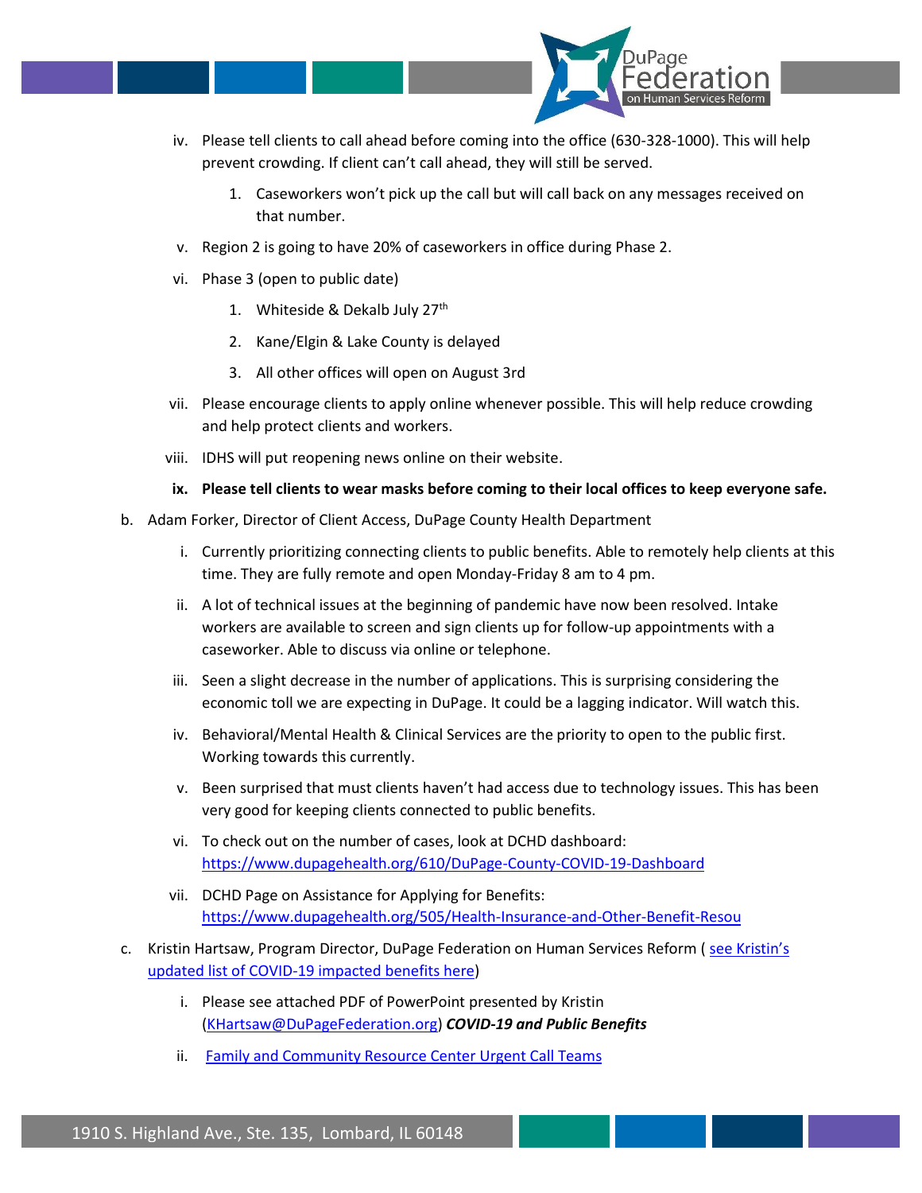iv. Please tell clients to call ahead before coming into the office (630-328-1000). This will help prevent crowding. If client can't call ahead, they will still be served.

      1. Caseworkers won't pick up the call but will call back on any messages received on that number.

   v. Region 2 is going to have 20% of caseworkers in office during Phase 2.

   vi. Phase 3 (open to public date)

      1. Whiteside & Dekalb July 27th

      2. Kane/Elgin & Lake County is delayed

      3. All other offices will open on August 3rd

   vii. Please encourage clients to apply online whenever possible. This will help reduce crowding and help protect clients and workers.

   viii. IDHS will put reopening news online on their website.

   **ix. Please tell clients to wear masks before coming to their local offices to keep everyone safe.**

b. Adam Forker, Director of Client Access, DuPage County Health Department

   i. Currently prioritizing connecting clients to public benefits. Able to remotely help clients at this time. They are fully remote and open Monday-Friday 8 am to 4 pm.

   ii. A lot of technical issues at the beginning of pandemic have now been resolved. Intake workers are available to screen and sign clients up for follow-up appointments with a caseworker. Able to discuss via online or telephone.

   iii. Seen a slight decrease in the number of applications. This is surprising considering the economic toll we are expecting in DuPage. It could be a lagging indicator. Will watch this.

   iv. Behavioral/Mental Health & Clinical Services are the priority to open to the public first. Working towards this currently.

   v. Been surprised that must clients haven't had access due to technology issues. This has been very good for keeping clients connected to public benefits.

   vi. To check out on the number of cases, look at DCHD dashboard: https://www.dupagehealth.org/610/DuPage-County-COVID-19-Dashboard

   vii. DCHD Page on Assistance for Applying for Benefits: https://www.dupagehealth.org/505/Health-Insurance-and-Other-Benefit-Resou

c. Kristin Hartsaw, Program Director, DuPage Federation on Human Services Reform ( see Kristin's updated list of COVID-19 impacted benefits here)

   i. Please see attached PDF of PowerPoint presented by Kristin (KHartsaw@DuPageFederation.org) ***COVID-19 and Public Benefits***

   ii. Family and Community Resource Center Urgent Call Teams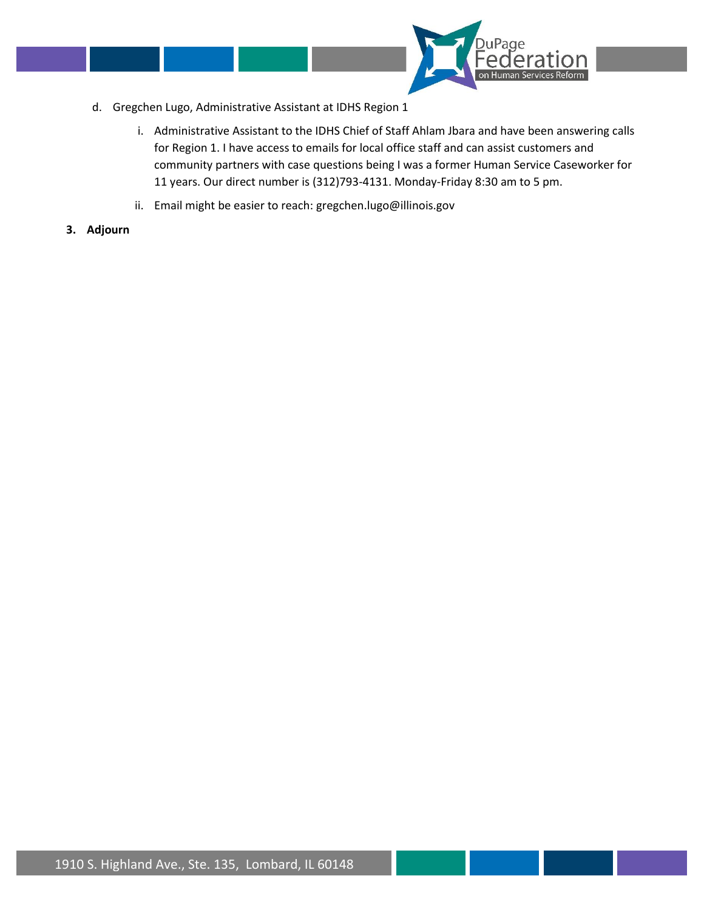d. Gregchen Lugo, Administrative Assistant at IDHS Region 1

   i. Administrative Assistant to the IDHS Chief of Staff Ahlam Jbara and have been answering calls for Region 1. I have access to emails for local office staff and can assist customers and community partners with case questions being I was a former Human Service Caseworker for 11 years. Our direct number is (312)793-4131. Monday-Friday 8:30 am to 5 pm.

   ii. Email might be easier to reach: gregchen.lugo@illinois.gov

**3. Adjourn**